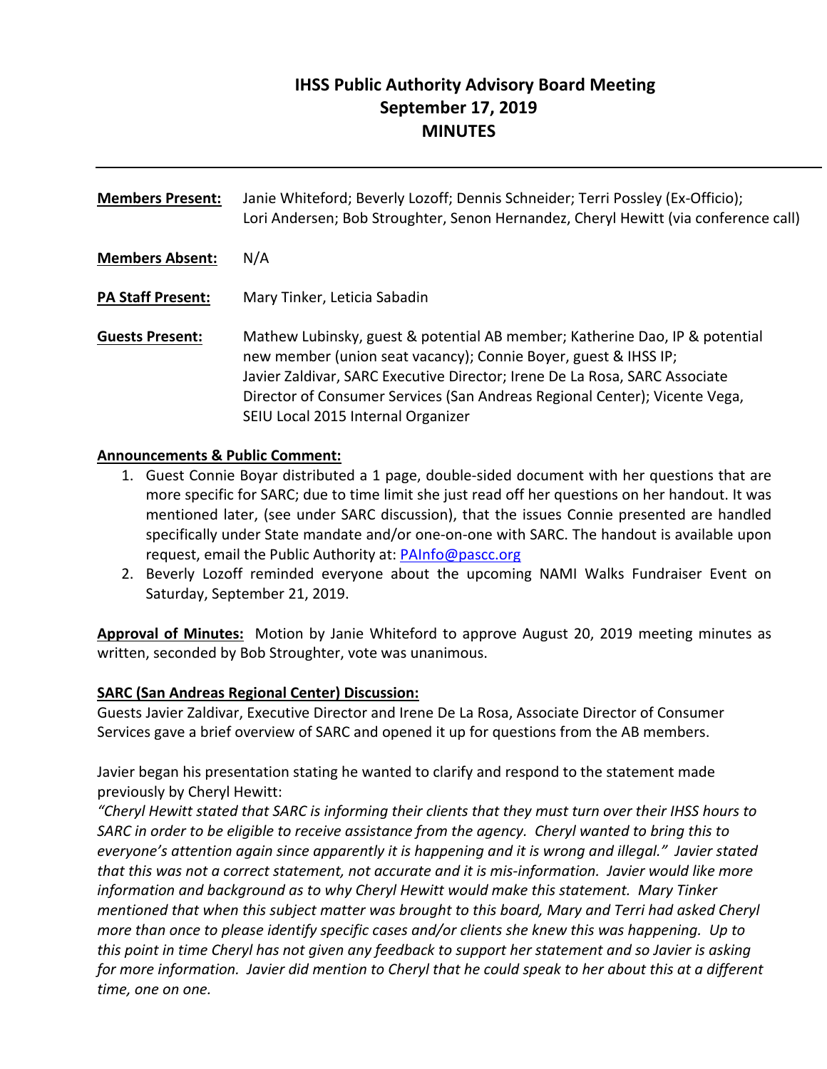# IHSS Public Authority Advisory Board Meeting
# September 17, 2019
# MINUTES

---

**Members Present:** Janie Whiteford; Beverly Lozoff; Dennis Schneider; Terri Possley (Ex-Officio); Lori Andersen; Bob Stroughter, Senon Hernandez, Cheryl Hewitt (via conference call)

**Members Absent:** N/A

**PA Staff Present:** Mary Tinker, Leticia Sabadin

**Guests Present:** Mathew Lubinsky, guest & potential AB member; Katherine Dao, IP & potential new member (union seat vacancy); Connie Boyer, guest & IHSS IP; Javier Zaldivar, SARC Executive Director; Irene De La Rosa, SARC Associate Director of Consumer Services (San Andreas Regional Center); Vicente Vega, SEIU Local 2015 Internal Organizer

**Announcements & Public Comment:**

1. Guest Connie Boyar distributed a 1 page, double-sided document with her questions that are more specific for SARC; due to time limit she just read off her questions on her handout. It was mentioned later, (see under SARC discussion), that the issues Connie presented are handled specifically under State mandate and/or one-on-one with SARC. The handout is available upon request, email the Public Authority at: PAInfo@pascc.org
2. Beverly Lozoff reminded everyone about the upcoming NAMI Walks Fundraiser Event on Saturday, September 21, 2019.

**Approval of Minutes:** Motion by Janie Whiteford to approve August 20, 2019 meeting minutes as written, seconded by Bob Stroughter, vote was unanimous.

**SARC (San Andreas Regional Center) Discussion:**

Guests Javier Zaldivar, Executive Director and Irene De La Rosa, Associate Director of Consumer Services gave a brief overview of SARC and opened it up for questions from the AB members.

Javier began his presentation stating he wanted to clarify and respond to the statement made previously by Cheryl Hewitt:

*"Cheryl Hewitt stated that SARC is informing their clients that they must turn over their IHSS hours to SARC in order to be eligible to receive assistance from the agency. Cheryl wanted to bring this to everyone's attention again since apparently it is happening and it is wrong and illegal." Javier stated that this was not a correct statement, not accurate and it is mis-information. Javier would like more information and background as to why Cheryl Hewitt would make this statement. Mary Tinker mentioned that when this subject matter was brought to this board, Mary and Terri had asked Cheryl more than once to please identify specific cases and/or clients she knew this was happening. Up to this point in time Cheryl has not given any feedback to support her statement and so Javier is asking for more information. Javier did mention to Cheryl that he could speak to her about this at a different time, one on one.*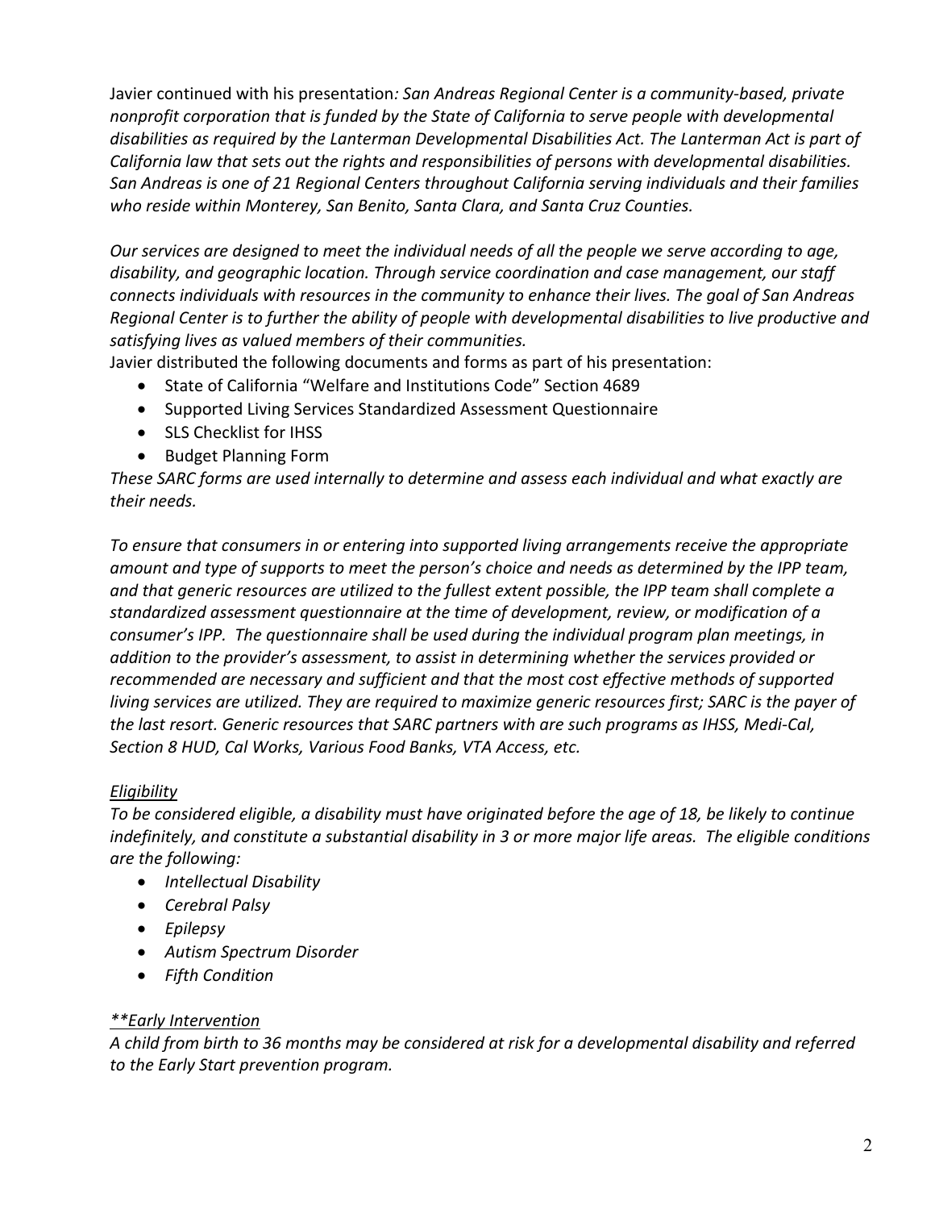Javier continued with his presentation*: San Andreas Regional Center is a community-based, private nonprofit corporation that is funded by the State of California to serve people with developmental disabilities as required by the Lanterman Developmental Disabilities Act. The Lanterman Act is part of California law that sets out the rights and responsibilities of persons with developmental disabilities. San Andreas is one of 21 Regional Centers throughout California serving individuals and their families who reside within Monterey, San Benito, Santa Clara, and Santa Cruz Counties.*

*Our services are designed to meet the individual needs of all the people we serve according to age, disability, and geographic location. Through service coordination and case management, our staff connects individuals with resources in the community to enhance their lives. The goal of San Andreas Regional Center is to further the ability of people with developmental disabilities to live productive and satisfying lives as valued members of their communities.*

Javier distributed the following documents and forms as part of his presentation:

- State of California "Welfare and Institutions Code" Section 4689
- Supported Living Services Standardized Assessment Questionnaire
- SLS Checklist for IHSS
- Budget Planning Form

*These SARC forms are used internally to determine and assess each individual and what exactly are their needs.*

*To ensure that consumers in or entering into supported living arrangements receive the appropriate amount and type of supports to meet the person's choice and needs as determined by the IPP team, and that generic resources are utilized to the fullest extent possible, the IPP team shall complete a standardized assessment questionnaire at the time of development, review, or modification of a consumer's IPP. The questionnaire shall be used during the individual program plan meetings, in addition to the provider's assessment, to assist in determining whether the services provided or recommended are necessary and sufficient and that the most cost effective methods of supported living services are utilized. They are required to maximize generic resources first; SARC is the payer of the last resort. Generic resources that SARC partners with are such programs as IHSS, Medi-Cal, Section 8 HUD, Cal Works, Various Food Banks, VTA Access, etc.*

*<u>Eligibility</u>*

*To be considered eligible, a disability must have originated before the age of 18, be likely to continue indefinitely, and constitute a substantial disability in 3 or more major life areas. The eligible conditions are the following:*

- *Intellectual Disability*
- *Cerebral Palsy*
- *Epilepsy*
- *Autism Spectrum Disorder*
- *Fifth Condition*

*<u>**Early Intervention</u>*

*A child from birth to 36 months may be considered at risk for a developmental disability and referred to the Early Start prevention program.*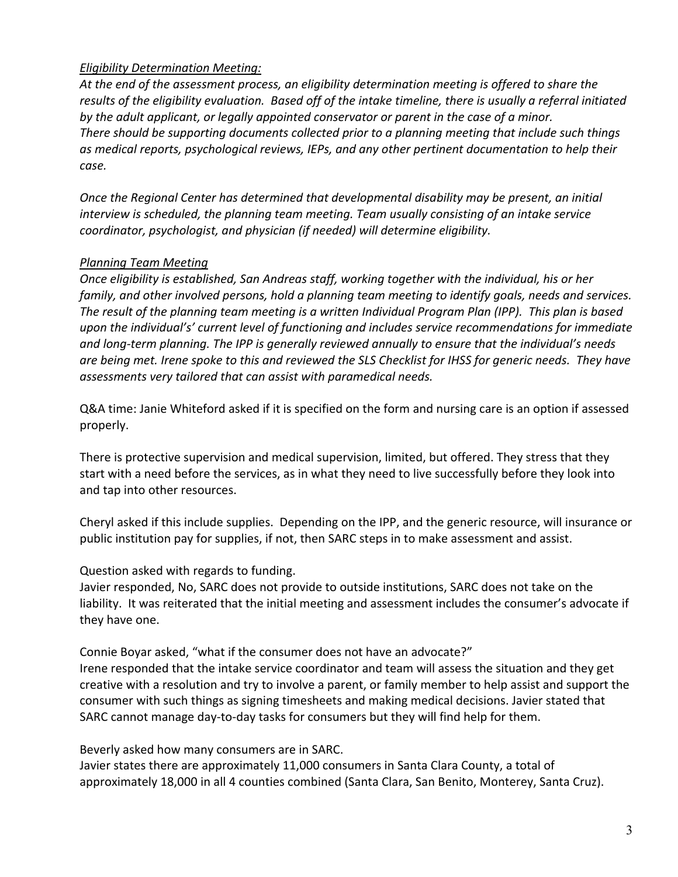*<u>Eligibility Determination Meeting:</u>*

*At the end of the assessment process, an eligibility determination meeting is offered to share the results of the eligibility evaluation. Based off of the intake timeline, there is usually a referral initiated by the adult applicant, or legally appointed conservator or parent in the case of a minor. There should be supporting documents collected prior to a planning meeting that include such things as medical reports, psychological reviews, IEPs, and any other pertinent documentation to help their case.*

*Once the Regional Center has determined that developmental disability may be present, an initial interview is scheduled, the planning team meeting. Team usually consisting of an intake service coordinator, psychologist, and physician (if needed) will determine eligibility.*

*<u>Planning Team Meeting</u>*

*Once eligibility is established, San Andreas staff, working together with the individual, his or her family, and other involved persons, hold a planning team meeting to identify goals, needs and services. The result of the planning team meeting is a written Individual Program Plan (IPP). This plan is based upon the individual's' current level of functioning and includes service recommendations for immediate and long-term planning. The IPP is generally reviewed annually to ensure that the individual's needs are being met. Irene spoke to this and reviewed the SLS Checklist for IHSS for generic needs. They have assessments very tailored that can assist with paramedical needs.*

Q&A time: Janie Whiteford asked if it is specified on the form and nursing care is an option if assessed properly.

There is protective supervision and medical supervision, limited, but offered. They stress that they start with a need before the services, as in what they need to live successfully before they look into and tap into other resources.

Cheryl asked if this include supplies. Depending on the IPP, and the generic resource, will insurance or public institution pay for supplies, if not, then SARC steps in to make assessment and assist.

Question asked with regards to funding.
Javier responded, No, SARC does not provide to outside institutions, SARC does not take on the liability. It was reiterated that the initial meeting and assessment includes the consumer's advocate if they have one.

Connie Boyar asked, "what if the consumer does not have an advocate?"
Irene responded that the intake service coordinator and team will assess the situation and they get creative with a resolution and try to involve a parent, or family member to help assist and support the consumer with such things as signing timesheets and making medical decisions. Javier stated that SARC cannot manage day-to-day tasks for consumers but they will find help for them.

Beverly asked how many consumers are in SARC.
Javier states there are approximately 11,000 consumers in Santa Clara County, a total of approximately 18,000 in all 4 counties combined (Santa Clara, San Benito, Monterey, Santa Cruz).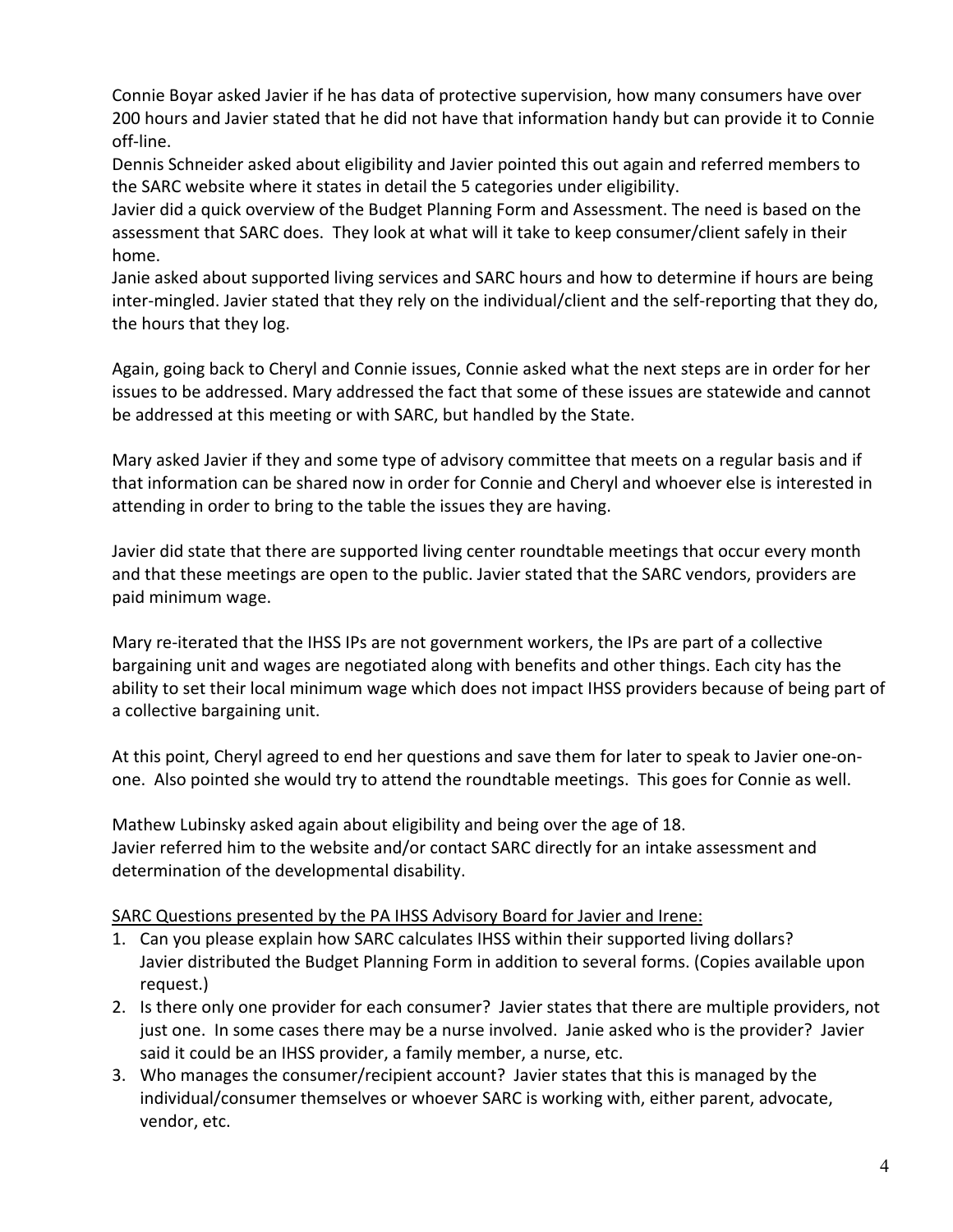Connie Boyar asked Javier if he has data of protective supervision, how many consumers have over 200 hours and Javier stated that he did not have that information handy but can provide it to Connie off-line.
Dennis Schneider asked about eligibility and Javier pointed this out again and referred members to the SARC website where it states in detail the 5 categories under eligibility.
Javier did a quick overview of the Budget Planning Form and Assessment. The need is based on the assessment that SARC does. They look at what will it take to keep consumer/client safely in their home.
Janie asked about supported living services and SARC hours and how to determine if hours are being inter-mingled. Javier stated that they rely on the individual/client and the self-reporting that they do, the hours that they log.

Again, going back to Cheryl and Connie issues, Connie asked what the next steps are in order for her issues to be addressed. Mary addressed the fact that some of these issues are statewide and cannot be addressed at this meeting or with SARC, but handled by the State.

Mary asked Javier if they and some type of advisory committee that meets on a regular basis and if that information can be shared now in order for Connie and Cheryl and whoever else is interested in attending in order to bring to the table the issues they are having.

Javier did state that there are supported living center roundtable meetings that occur every month and that these meetings are open to the public. Javier stated that the SARC vendors, providers are paid minimum wage.

Mary re-iterated that the IHSS IPs are not government workers, the IPs are part of a collective bargaining unit and wages are negotiated along with benefits and other things. Each city has the ability to set their local minimum wage which does not impact IHSS providers because of being part of a collective bargaining unit.

At this point, Cheryl agreed to end her questions and save them for later to speak to Javier one-on-one. Also pointed she would try to attend the roundtable meetings. This goes for Connie as well.

Mathew Lubinsky asked again about eligibility and being over the age of 18.
Javier referred him to the website and/or contact SARC directly for an intake assessment and determination of the developmental disability.

<u>SARC Questions presented by the PA IHSS Advisory Board for Javier and Irene:</u>

1. Can you please explain how SARC calculates IHSS within their supported living dollars?
   Javier distributed the Budget Planning Form in addition to several forms. (Copies available upon request.)
2. Is there only one provider for each consumer? Javier states that there are multiple providers, not just one. In some cases there may be a nurse involved. Janie asked who is the provider? Javier said it could be an IHSS provider, a family member, a nurse, etc.
3. Who manages the consumer/recipient account? Javier states that this is managed by the individual/consumer themselves or whoever SARC is working with, either parent, advocate, vendor, etc.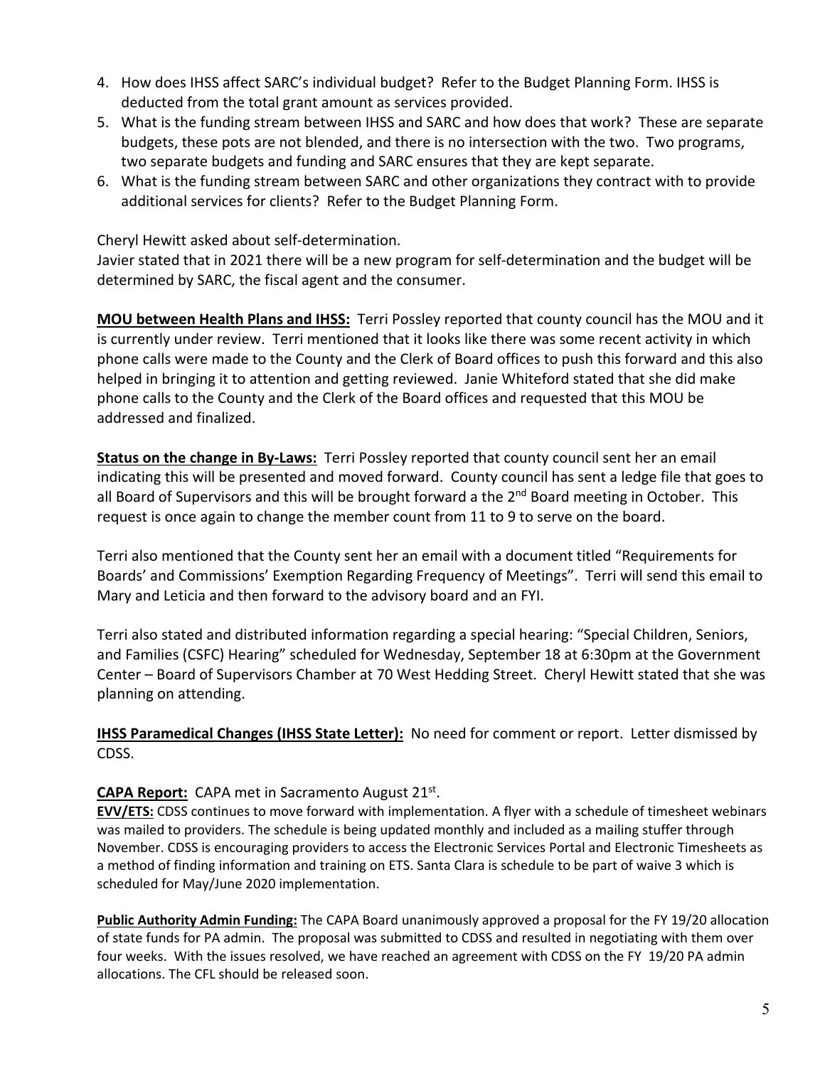4. How does IHSS affect SARC's individual budget? Refer to the Budget Planning Form. IHSS is deducted from the total grant amount as services provided.
5. What is the funding stream between IHSS and SARC and how does that work? These are separate budgets, these pots are not blended, and there is no intersection with the two. Two programs, two separate budgets and funding and SARC ensures that they are kept separate.
6. What is the funding stream between SARC and other organizations they contract with to provide additional services for clients? Refer to the Budget Planning Form.

Cheryl Hewitt asked about self-determination.
Javier stated that in 2021 there will be a new program for self-determination and the budget will be determined by SARC, the fiscal agent and the consumer.

**MOU between Health Plans and IHSS:** Terri Possley reported that county council has the MOU and it is currently under review. Terri mentioned that it looks like there was some recent activity in which phone calls were made to the County and the Clerk of Board offices to push this forward and this also helped in bringing it to attention and getting reviewed. Janie Whiteford stated that she did make phone calls to the County and the Clerk of the Board offices and requested that this MOU be addressed and finalized.

**Status on the change in By-Laws:** Terri Possley reported that county council sent her an email indicating this will be presented and moved forward. County council has sent a ledge file that goes to all Board of Supervisors and this will be brought forward a the 2nd Board meeting in October. This request is once again to change the member count from 11 to 9 to serve on the board.

Terri also mentioned that the County sent her an email with a document titled "Requirements for Boards' and Commissions' Exemption Regarding Frequency of Meetings". Terri will send this email to Mary and Leticia and then forward to the advisory board and an FYI.

Terri also stated and distributed information regarding a special hearing: "Special Children, Seniors, and Families (CSFC) Hearing" scheduled for Wednesday, September 18 at 6:30pm at the Government Center – Board of Supervisors Chamber at 70 West Hedding Street. Cheryl Hewitt stated that she was planning on attending.

**IHSS Paramedical Changes (IHSS State Letter):** No need for comment or report. Letter dismissed by CDSS.

**CAPA Report:** CAPA met in Sacramento August 21st.

**EVV/ETS:** CDSS continues to move forward with implementation. A flyer with a schedule of timesheet webinars was mailed to providers. The schedule is being updated monthly and included as a mailing stuffer through November. CDSS is encouraging providers to access the Electronic Services Portal and Electronic Timesheets as a method of finding information and training on ETS. Santa Clara is schedule to be part of waive 3 which is scheduled for May/June 2020 implementation.

**Public Authority Admin Funding:** The CAPA Board unanimously approved a proposal for the FY 19/20 allocation of state funds for PA admin. The proposal was submitted to CDSS and resulted in negotiating with them over four weeks. With the issues resolved, we have reached an agreement with CDSS on the FY 19/20 PA admin allocations. The CFL should be released soon.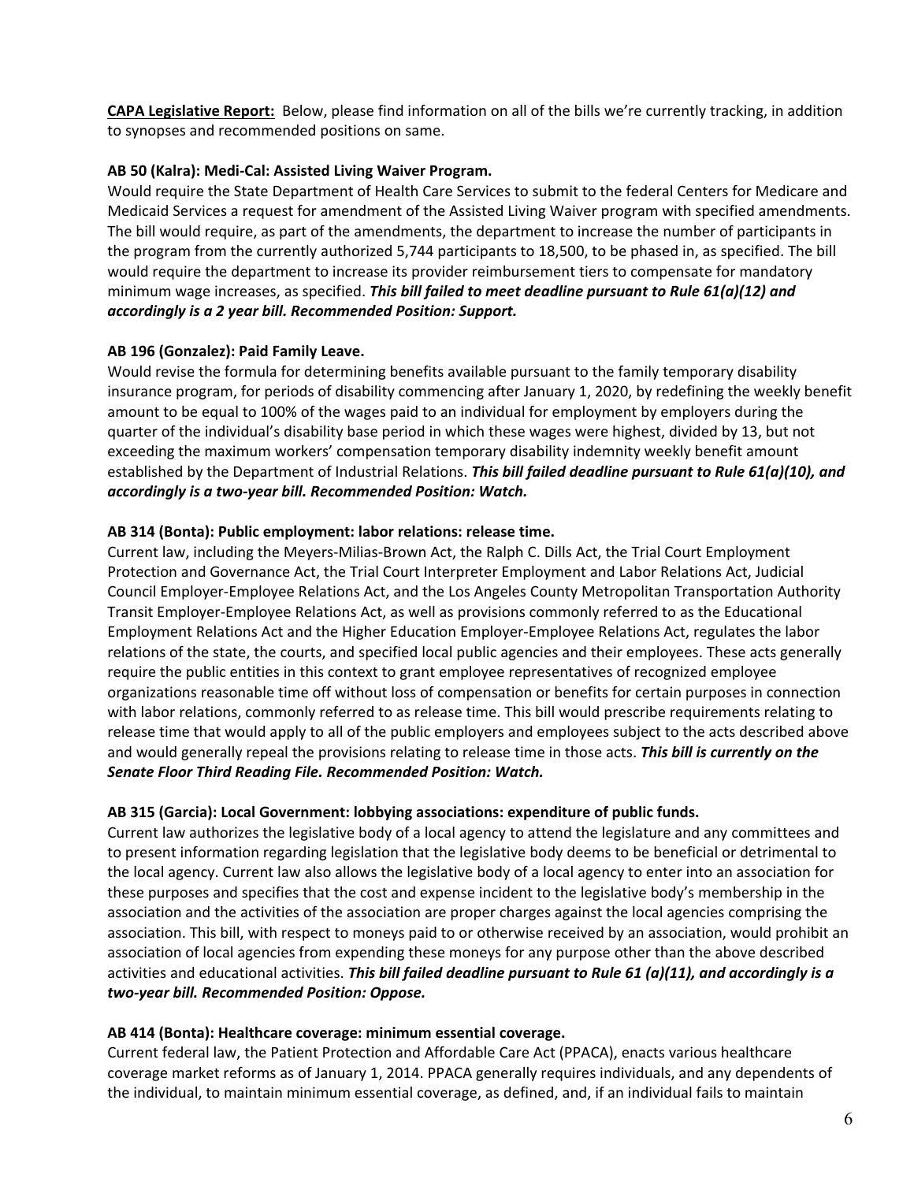**CAPA Legislative Report:** Below, please find information on all of the bills we're currently tracking, in addition to synopses and recommended positions on same.

**AB 50 (Kalra): Medi-Cal: Assisted Living Waiver Program.**
Would require the State Department of Health Care Services to submit to the federal Centers for Medicare and Medicaid Services a request for amendment of the Assisted Living Waiver program with specified amendments. The bill would require, as part of the amendments, the department to increase the number of participants in the program from the currently authorized 5,744 participants to 18,500, to be phased in, as specified. The bill would require the department to increase its provider reimbursement tiers to compensate for mandatory minimum wage increases, as specified. ***This bill failed to meet deadline pursuant to Rule 61(a)(12) and accordingly is a 2 year bill. Recommended Position: Support.***

**AB 196 (Gonzalez): Paid Family Leave.**
Would revise the formula for determining benefits available pursuant to the family temporary disability insurance program, for periods of disability commencing after January 1, 2020, by redefining the weekly benefit amount to be equal to 100% of the wages paid to an individual for employment by employers during the quarter of the individual's disability base period in which these wages were highest, divided by 13, but not exceeding the maximum workers' compensation temporary disability indemnity weekly benefit amount established by the Department of Industrial Relations. ***This bill failed deadline pursuant to Rule 61(a)(10), and accordingly is a two-year bill. Recommended Position: Watch.***

**AB 314 (Bonta): Public employment: labor relations: release time.**
Current law, including the Meyers-Milias-Brown Act, the Ralph C. Dills Act, the Trial Court Employment Protection and Governance Act, the Trial Court Interpreter Employment and Labor Relations Act, Judicial Council Employer-Employee Relations Act, and the Los Angeles County Metropolitan Transportation Authority Transit Employer-Employee Relations Act, as well as provisions commonly referred to as the Educational Employment Relations Act and the Higher Education Employer-Employee Relations Act, regulates the labor relations of the state, the courts, and specified local public agencies and their employees. These acts generally require the public entities in this context to grant employee representatives of recognized employee organizations reasonable time off without loss of compensation or benefits for certain purposes in connection with labor relations, commonly referred to as release time. This bill would prescribe requirements relating to release time that would apply to all of the public employers and employees subject to the acts described above and would generally repeal the provisions relating to release time in those acts. ***This bill is currently on the Senate Floor Third Reading File. Recommended Position: Watch.***

**AB 315 (Garcia): Local Government: lobbying associations: expenditure of public funds.**
Current law authorizes the legislative body of a local agency to attend the legislature and any committees and to present information regarding legislation that the legislative body deems to be beneficial or detrimental to the local agency. Current law also allows the legislative body of a local agency to enter into an association for these purposes and specifies that the cost and expense incident to the legislative body's membership in the association and the activities of the association are proper charges against the local agencies comprising the association. This bill, with respect to moneys paid to or otherwise received by an association, would prohibit an association of local agencies from expending these moneys for any purpose other than the above described activities and educational activities. ***This bill failed deadline pursuant to Rule 61 (a)(11), and accordingly is a two-year bill. Recommended Position: Oppose.***

**AB 414 (Bonta): Healthcare coverage: minimum essential coverage.**
Current federal law, the Patient Protection and Affordable Care Act (PPACA), enacts various healthcare coverage market reforms as of January 1, 2014. PPACA generally requires individuals, and any dependents of the individual, to maintain minimum essential coverage, as defined, and, if an individual fails to maintain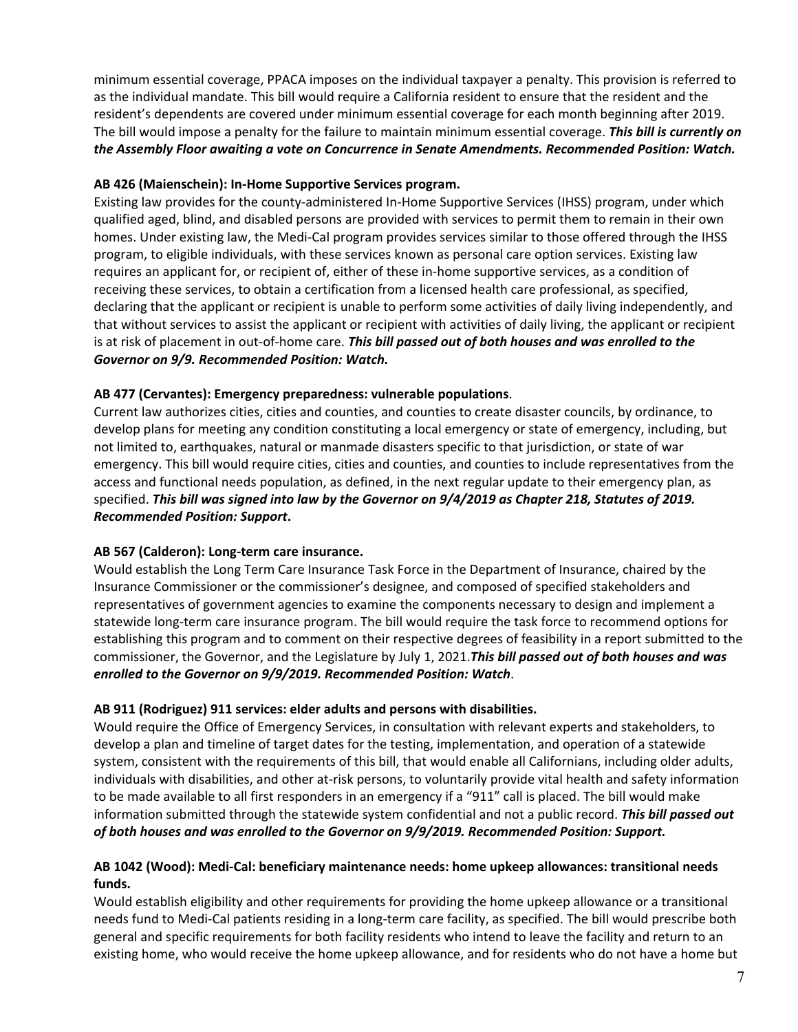minimum essential coverage, PPACA imposes on the individual taxpayer a penalty. This provision is referred to as the individual mandate. This bill would require a California resident to ensure that the resident and the resident's dependents are covered under minimum essential coverage for each month beginning after 2019. The bill would impose a penalty for the failure to maintain minimum essential coverage. ***This bill is currently on the Assembly Floor awaiting a vote on Concurrence in Senate Amendments. Recommended Position: Watch.***

**AB 426 (Maienschein): In-Home Supportive Services program.**

Existing law provides for the county-administered In-Home Supportive Services (IHSS) program, under which qualified aged, blind, and disabled persons are provided with services to permit them to remain in their own homes. Under existing law, the Medi-Cal program provides services similar to those offered through the IHSS program, to eligible individuals, with these services known as personal care option services. Existing law requires an applicant for, or recipient of, either of these in-home supportive services, as a condition of receiving these services, to obtain a certification from a licensed health care professional, as specified, declaring that the applicant or recipient is unable to perform some activities of daily living independently, and that without services to assist the applicant or recipient with activities of daily living, the applicant or recipient is at risk of placement in out-of-home care. ***This bill passed out of both houses and was enrolled to the Governor on 9/9. Recommended Position: Watch.***

**AB 477 (Cervantes): Emergency preparedness: vulnerable populations**.

Current law authorizes cities, cities and counties, and counties to create disaster councils, by ordinance, to develop plans for meeting any condition constituting a local emergency or state of emergency, including, but not limited to, earthquakes, natural or manmade disasters specific to that jurisdiction, or state of war emergency. This bill would require cities, cities and counties, and counties to include representatives from the access and functional needs population, as defined, in the next regular update to their emergency plan, as specified. ***This bill was signed into law by the Governor on 9/4/2019 as Chapter 218, Statutes of 2019. Recommended Position: Support*.**

**AB 567 (Calderon): Long-term care insurance.**

Would establish the Long Term Care Insurance Task Force in the Department of Insurance, chaired by the Insurance Commissioner or the commissioner's designee, and composed of specified stakeholders and representatives of government agencies to examine the components necessary to design and implement a statewide long-term care insurance program. The bill would require the task force to recommend options for establishing this program and to comment on their respective degrees of feasibility in a report submitted to the commissioner, the Governor, and the Legislature by July 1, 2021.***This bill passed out of both houses and was enrolled to the Governor on 9/9/2019. Recommended Position: Watch***.

**AB 911 (Rodriguez) 911 services: elder adults and persons with disabilities.**

Would require the Office of Emergency Services, in consultation with relevant experts and stakeholders, to develop a plan and timeline of target dates for the testing, implementation, and operation of a statewide system, consistent with the requirements of this bill, that would enable all Californians, including older adults, individuals with disabilities, and other at-risk persons, to voluntarily provide vital health and safety information to be made available to all first responders in an emergency if a "911" call is placed. The bill would make information submitted through the statewide system confidential and not a public record. ***This bill passed out of both houses and was enrolled to the Governor on 9/9/2019. Recommended Position: Support.***

**AB 1042 (Wood): Medi-Cal: beneficiary maintenance needs: home upkeep allowances: transitional needs funds.**

Would establish eligibility and other requirements for providing the home upkeep allowance or a transitional needs fund to Medi-Cal patients residing in a long-term care facility, as specified. The bill would prescribe both general and specific requirements for both facility residents who intend to leave the facility and return to an existing home, who would receive the home upkeep allowance, and for residents who do not have a home but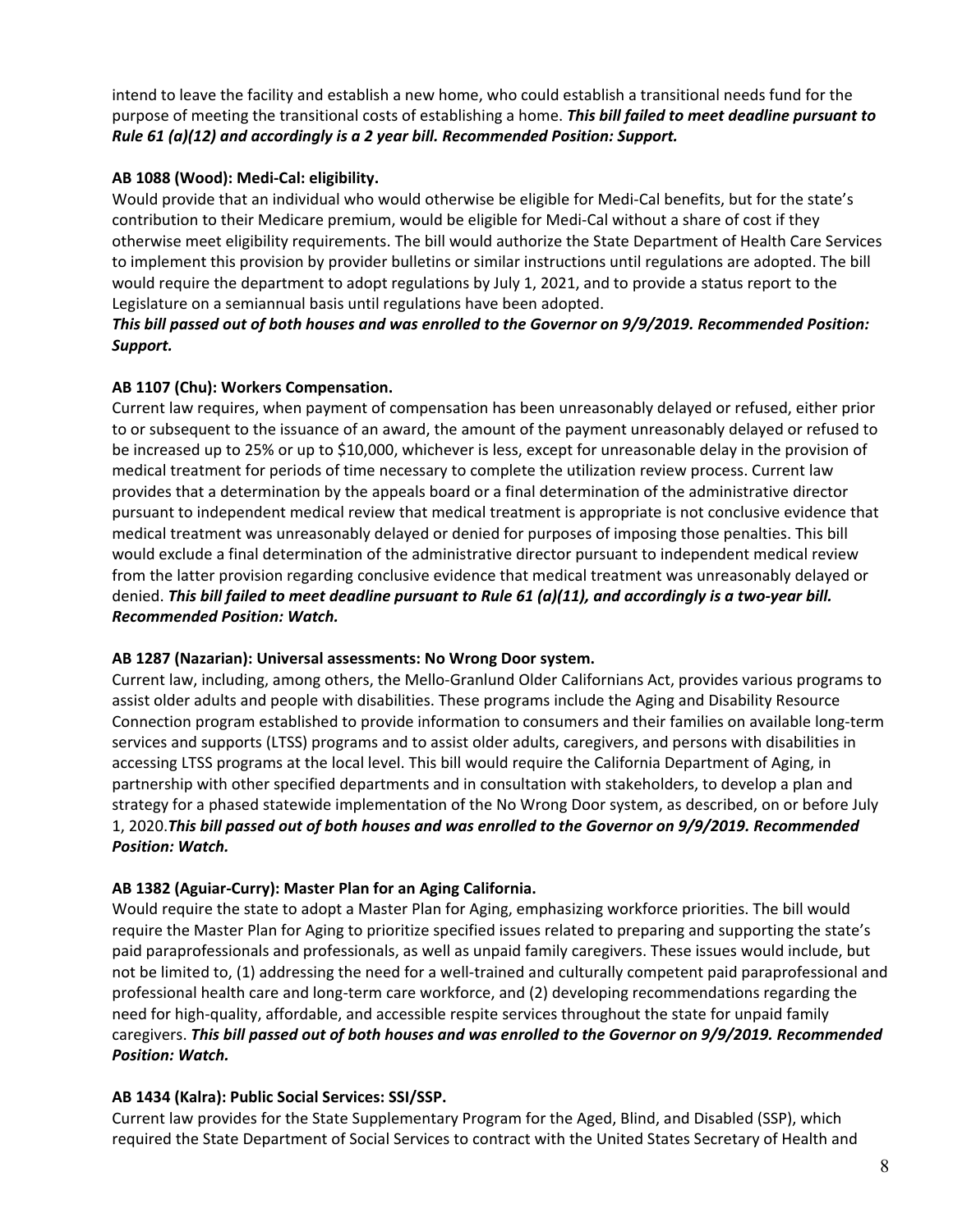intend to leave the facility and establish a new home, who could establish a transitional needs fund for the purpose of meeting the transitional costs of establishing a home. ***This bill failed to meet deadline pursuant to Rule 61 (a)(12) and accordingly is a 2 year bill. Recommended Position: Support.***

**AB 1088 (Wood): Medi-Cal: eligibility.**

Would provide that an individual who would otherwise be eligible for Medi-Cal benefits, but for the state's contribution to their Medicare premium, would be eligible for Medi-Cal without a share of cost if they otherwise meet eligibility requirements. The bill would authorize the State Department of Health Care Services to implement this provision by provider bulletins or similar instructions until regulations are adopted. The bill would require the department to adopt regulations by July 1, 2021, and to provide a status report to the Legislature on a semiannual basis until regulations have been adopted.

***This bill passed out of both houses and was enrolled to the Governor on 9/9/2019. Recommended Position: Support.***

**AB 1107 (Chu): Workers Compensation.**

Current law requires, when payment of compensation has been unreasonably delayed or refused, either prior to or subsequent to the issuance of an award, the amount of the payment unreasonably delayed or refused to be increased up to 25% or up to $10,000, whichever is less, except for unreasonable delay in the provision of medical treatment for periods of time necessary to complete the utilization review process. Current law provides that a determination by the appeals board or a final determination of the administrative director pursuant to independent medical review that medical treatment is appropriate is not conclusive evidence that medical treatment was unreasonably delayed or denied for purposes of imposing those penalties. This bill would exclude a final determination of the administrative director pursuant to independent medical review from the latter provision regarding conclusive evidence that medical treatment was unreasonably delayed or denied. ***This bill failed to meet deadline pursuant to Rule 61 (a)(11), and accordingly is a two-year bill. Recommended Position: Watch.***

**AB 1287 (Nazarian): Universal assessments: No Wrong Door system.**

Current law, including, among others, the Mello-Granlund Older Californians Act, provides various programs to assist older adults and people with disabilities. These programs include the Aging and Disability Resource Connection program established to provide information to consumers and their families on available long-term services and supports (LTSS) programs and to assist older adults, caregivers, and persons with disabilities in accessing LTSS programs at the local level. This bill would require the California Department of Aging, in partnership with other specified departments and in consultation with stakeholders, to develop a plan and strategy for a phased statewide implementation of the No Wrong Door system, as described, on or before July 1, 2020.***This bill passed out of both houses and was enrolled to the Governor on 9/9/2019. Recommended Position: Watch.***

**AB 1382 (Aguiar-Curry): Master Plan for an Aging California.**

Would require the state to adopt a Master Plan for Aging, emphasizing workforce priorities. The bill would require the Master Plan for Aging to prioritize specified issues related to preparing and supporting the state's paid paraprofessionals and professionals, as well as unpaid family caregivers. These issues would include, but not be limited to, (1) addressing the need for a well-trained and culturally competent paid paraprofessional and professional health care and long-term care workforce, and (2) developing recommendations regarding the need for high-quality, affordable, and accessible respite services throughout the state for unpaid family caregivers. ***This bill passed out of both houses and was enrolled to the Governor on 9/9/2019. Recommended Position: Watch.***

**AB 1434 (Kalra): Public Social Services: SSI/SSP.**

Current law provides for the State Supplementary Program for the Aged, Blind, and Disabled (SSP), which required the State Department of Social Services to contract with the United States Secretary of Health and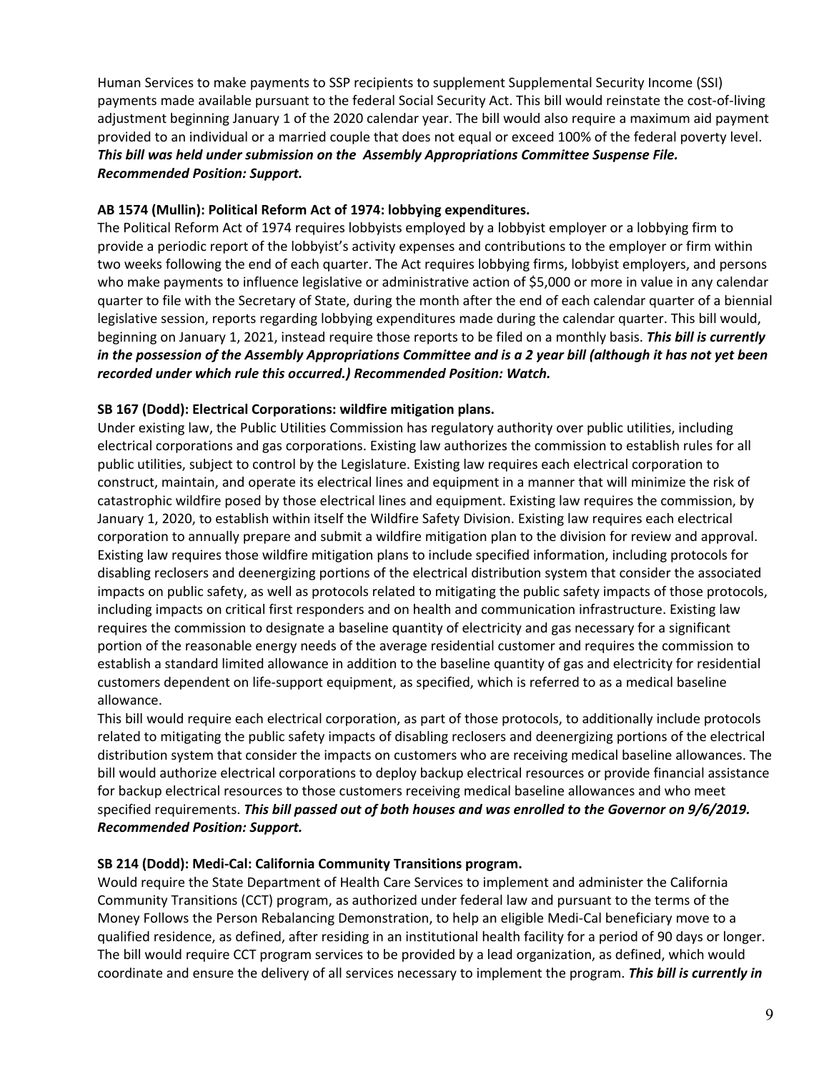Human Services to make payments to SSP recipients to supplement Supplemental Security Income (SSI) payments made available pursuant to the federal Social Security Act. This bill would reinstate the cost-of-living adjustment beginning January 1 of the 2020 calendar year. The bill would also require a maximum aid payment provided to an individual or a married couple that does not equal or exceed 100% of the federal poverty level. ***This bill was held under submission on the Assembly Appropriations Committee Suspense File. Recommended Position: Support.***

**AB 1574 (Mullin): Political Reform Act of 1974: lobbying expenditures.**

The Political Reform Act of 1974 requires lobbyists employed by a lobbyist employer or a lobbying firm to provide a periodic report of the lobbyist's activity expenses and contributions to the employer or firm within two weeks following the end of each quarter. The Act requires lobbying firms, lobbyist employers, and persons who make payments to influence legislative or administrative action of $5,000 or more in value in any calendar quarter to file with the Secretary of State, during the month after the end of each calendar quarter of a biennial legislative session, reports regarding lobbying expenditures made during the calendar quarter. This bill would, beginning on January 1, 2021, instead require those reports to be filed on a monthly basis. ***This bill is currently in the possession of the Assembly Appropriations Committee and is a 2 year bill (although it has not yet been recorded under which rule this occurred.) Recommended Position: Watch.***

**SB 167 (Dodd): Electrical Corporations: wildfire mitigation plans.**

Under existing law, the Public Utilities Commission has regulatory authority over public utilities, including electrical corporations and gas corporations. Existing law authorizes the commission to establish rules for all public utilities, subject to control by the Legislature. Existing law requires each electrical corporation to construct, maintain, and operate its electrical lines and equipment in a manner that will minimize the risk of catastrophic wildfire posed by those electrical lines and equipment. Existing law requires the commission, by January 1, 2020, to establish within itself the Wildfire Safety Division. Existing law requires each electrical corporation to annually prepare and submit a wildfire mitigation plan to the division for review and approval. Existing law requires those wildfire mitigation plans to include specified information, including protocols for disabling reclosers and deenergizing portions of the electrical distribution system that consider the associated impacts on public safety, as well as protocols related to mitigating the public safety impacts of those protocols, including impacts on critical first responders and on health and communication infrastructure. Existing law requires the commission to designate a baseline quantity of electricity and gas necessary for a significant portion of the reasonable energy needs of the average residential customer and requires the commission to establish a standard limited allowance in addition to the baseline quantity of gas and electricity for residential customers dependent on life-support equipment, as specified, which is referred to as a medical baseline allowance.

This bill would require each electrical corporation, as part of those protocols, to additionally include protocols related to mitigating the public safety impacts of disabling reclosers and deenergizing portions of the electrical distribution system that consider the impacts on customers who are receiving medical baseline allowances. The bill would authorize electrical corporations to deploy backup electrical resources or provide financial assistance for backup electrical resources to those customers receiving medical baseline allowances and who meet specified requirements. ***This bill passed out of both houses and was enrolled to the Governor on 9/6/2019. Recommended Position: Support.***

**SB 214 (Dodd): Medi-Cal: California Community Transitions program.**

Would require the State Department of Health Care Services to implement and administer the California Community Transitions (CCT) program, as authorized under federal law and pursuant to the terms of the Money Follows the Person Rebalancing Demonstration, to help an eligible Medi-Cal beneficiary move to a qualified residence, as defined, after residing in an institutional health facility for a period of 90 days or longer. The bill would require CCT program services to be provided by a lead organization, as defined, which would coordinate and ensure the delivery of all services necessary to implement the program. ***This bill is currently in***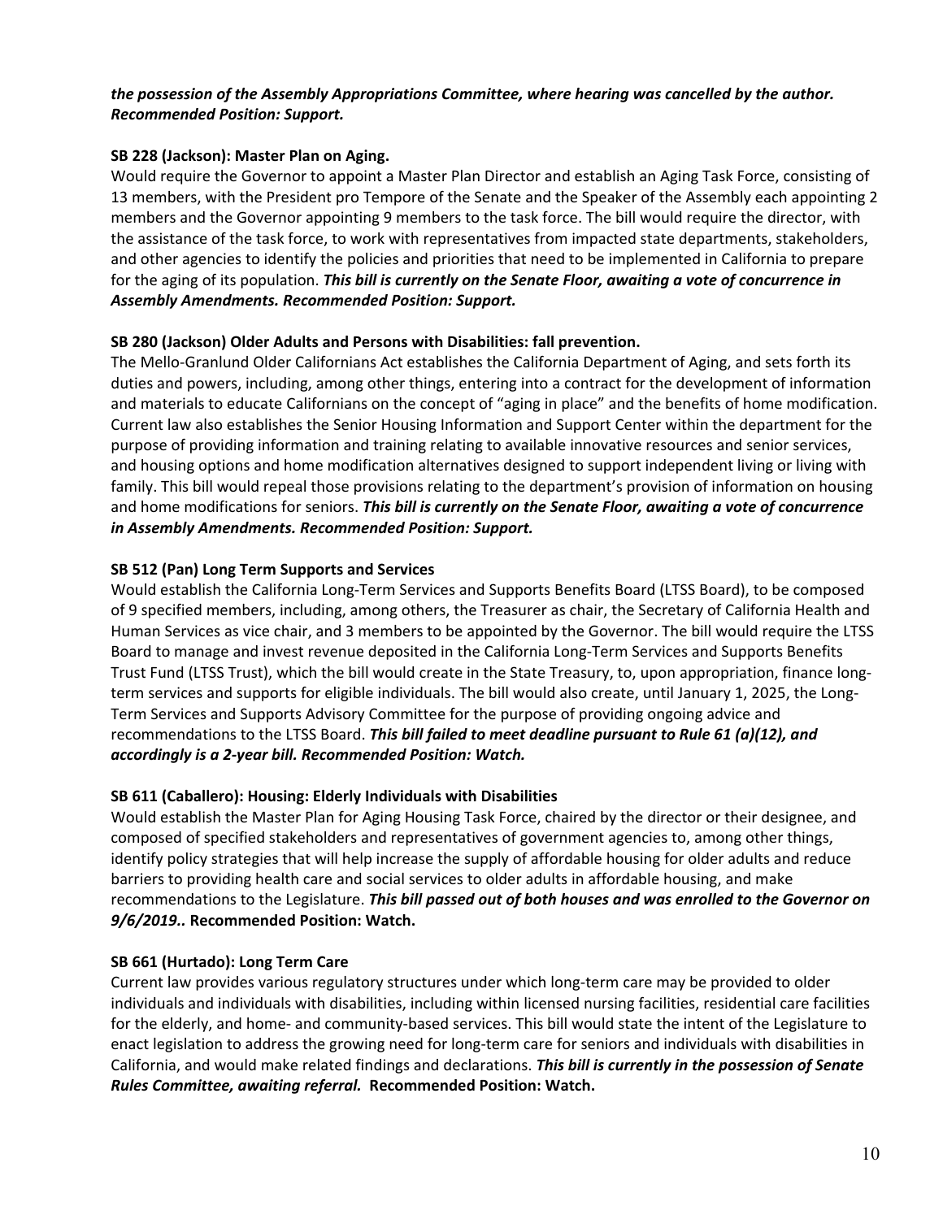***the possession of the Assembly Appropriations Committee, where hearing was cancelled by the author. Recommended Position: Support.***

**SB 228 (Jackson): Master Plan on Aging.**

Would require the Governor to appoint a Master Plan Director and establish an Aging Task Force, consisting of 13 members, with the President pro Tempore of the Senate and the Speaker of the Assembly each appointing 2 members and the Governor appointing 9 members to the task force. The bill would require the director, with the assistance of the task force, to work with representatives from impacted state departments, stakeholders, and other agencies to identify the policies and priorities that need to be implemented in California to prepare for the aging of its population. ***This bill is currently on the Senate Floor, awaiting a vote of concurrence in Assembly Amendments. Recommended Position: Support.***

**SB 280 (Jackson) Older Adults and Persons with Disabilities: fall prevention.**

The Mello-Granlund Older Californians Act establishes the California Department of Aging, and sets forth its duties and powers, including, among other things, entering into a contract for the development of information and materials to educate Californians on the concept of "aging in place" and the benefits of home modification. Current law also establishes the Senior Housing Information and Support Center within the department for the purpose of providing information and training relating to available innovative resources and senior services, and housing options and home modification alternatives designed to support independent living or living with family. This bill would repeal those provisions relating to the department's provision of information on housing and home modifications for seniors. ***This bill is currently on the Senate Floor, awaiting a vote of concurrence in Assembly Amendments. Recommended Position: Support.***

**SB 512 (Pan) Long Term Supports and Services**

Would establish the California Long-Term Services and Supports Benefits Board (LTSS Board), to be composed of 9 specified members, including, among others, the Treasurer as chair, the Secretary of California Health and Human Services as vice chair, and 3 members to be appointed by the Governor. The bill would require the LTSS Board to manage and invest revenue deposited in the California Long-Term Services and Supports Benefits Trust Fund (LTSS Trust), which the bill would create in the State Treasury, to, upon appropriation, finance long-term services and supports for eligible individuals. The bill would also create, until January 1, 2025, the Long-Term Services and Supports Advisory Committee for the purpose of providing ongoing advice and recommendations to the LTSS Board. ***This bill failed to meet deadline pursuant to Rule 61 (a)(12), and accordingly is a 2-year bill. Recommended Position: Watch.***

**SB 611 (Caballero): Housing: Elderly Individuals with Disabilities**

Would establish the Master Plan for Aging Housing Task Force, chaired by the director or their designee, and composed of specified stakeholders and representatives of government agencies to, among other things, identify policy strategies that will help increase the supply of affordable housing for older adults and reduce barriers to providing health care and social services to older adults in affordable housing, and make recommendations to the Legislature. ***This bill passed out of both houses and was enrolled to the Governor on 9/6/2019..*** **Recommended Position: Watch.**

**SB 661 (Hurtado): Long Term Care**

Current law provides various regulatory structures under which long-term care may be provided to older individuals and individuals with disabilities, including within licensed nursing facilities, residential care facilities for the elderly, and home- and community-based services. This bill would state the intent of the Legislature to enact legislation to address the growing need for long-term care for seniors and individuals with disabilities in California, and would make related findings and declarations. ***This bill is currently in the possession of Senate Rules Committee, awaiting referral.*** **Recommended Position: Watch.**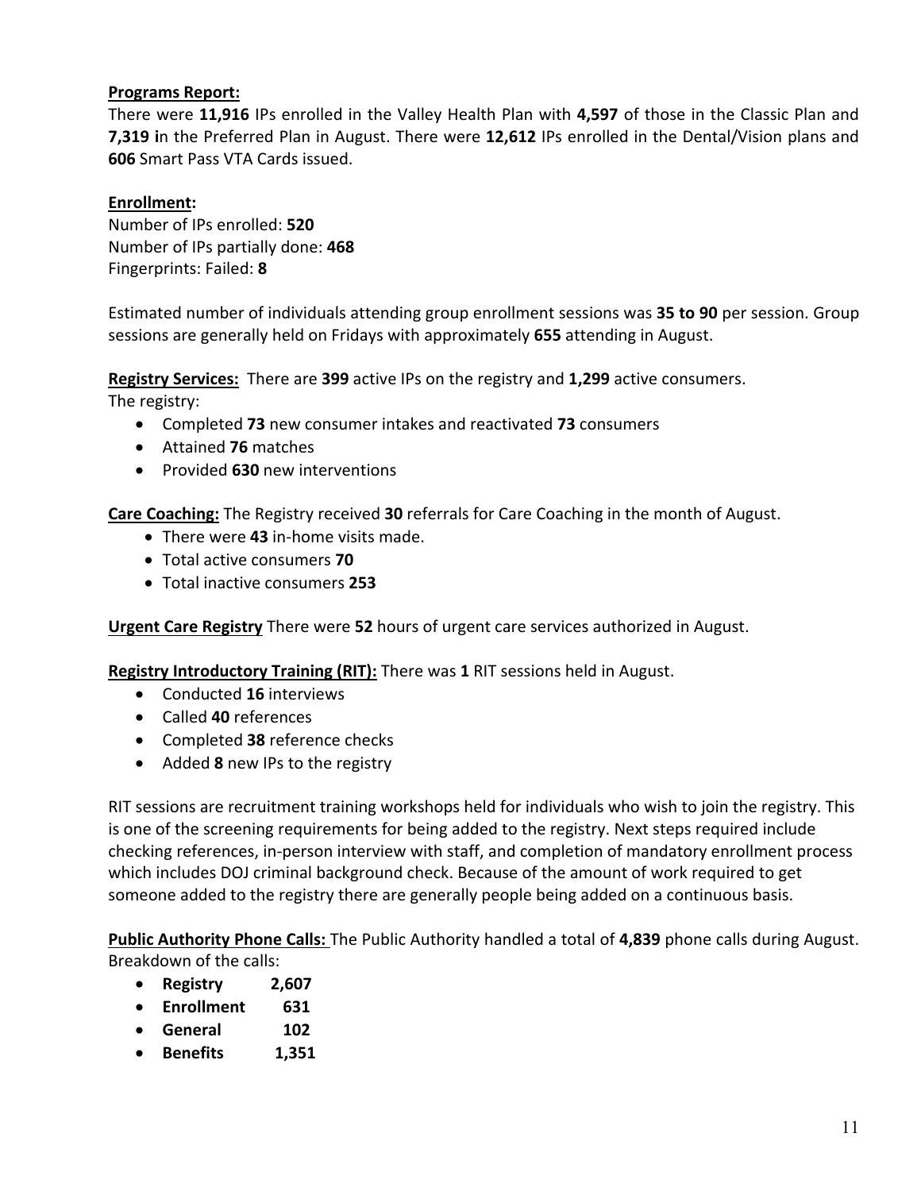**Programs Report:**
There were **11,916** IPs enrolled in the Valley Health Plan with **4,597** of those in the Classic Plan and **7,319 i**n the Preferred Plan in August. There were **12,612** IPs enrolled in the Dental/Vision plans and **606** Smart Pass VTA Cards issued.

**Enrollment:**
Number of IPs enrolled: **520**
Number of IPs partially done: **468**
Fingerprints: Failed: **8**

Estimated number of individuals attending group enrollment sessions was **35 to 90** per session. Group sessions are generally held on Fridays with approximately **655** attending in August.

**Registry Services:** There are **399** active IPs on the registry and **1,299** active consumers.
The registry:

- Completed **73** new consumer intakes and reactivated **73** consumers
- Attained **76** matches
- Provided **630** new interventions

**Care Coaching:** The Registry received **30** referrals for Care Coaching in the month of August.

- There were **43** in-home visits made.
- Total active consumers **70**
- Total inactive consumers **253**

**Urgent Care Registry** There were **52** hours of urgent care services authorized in August.

**Registry Introductory Training (RIT):** There was **1** RIT sessions held in August.

- Conducted **16** interviews
- Called **40** references
- Completed **38** reference checks
- Added **8** new IPs to the registry

RIT sessions are recruitment training workshops held for individuals who wish to join the registry. This is one of the screening requirements for being added to the registry. Next steps required include checking references, in-person interview with staff, and completion of mandatory enrollment process which includes DOJ criminal background check. Because of the amount of work required to get someone added to the registry there are generally people being added on a continuous basis.

**Public Authority Phone Calls:** The Public Authority handled a total of **4,839** phone calls during August. Breakdown of the calls:

- **Registry 2,607**
- **Enrollment 631**
- **General 102**
- **Benefits 1,351**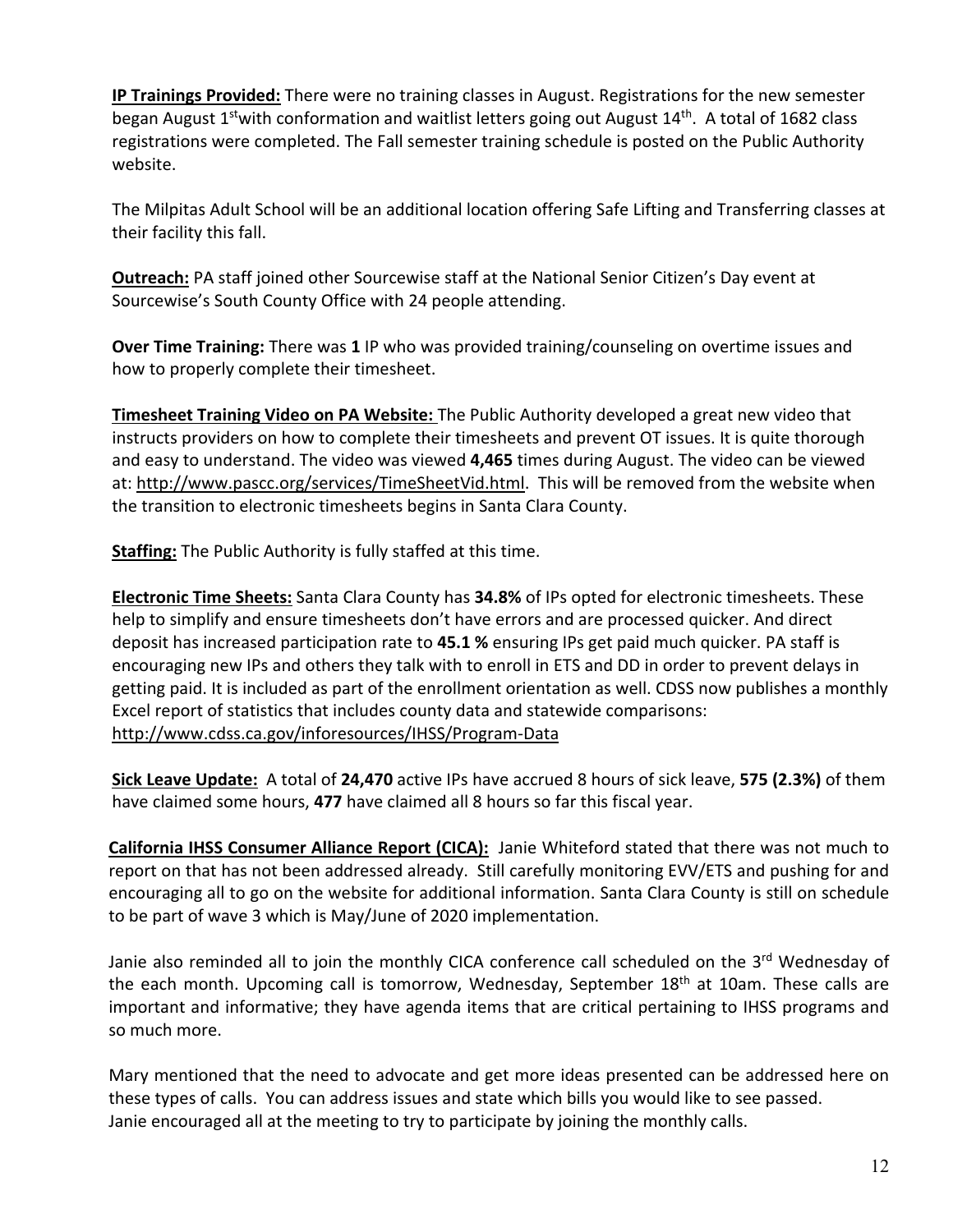**IP Trainings Provided:** There were no training classes in August. Registrations for the new semester began August 1st with conformation and waitlist letters going out August 14th. A total of 1682 class registrations were completed. The Fall semester training schedule is posted on the Public Authority website.

The Milpitas Adult School will be an additional location offering Safe Lifting and Transferring classes at their facility this fall.

**Outreach:** PA staff joined other Sourcewise staff at the National Senior Citizen's Day event at Sourcewise's South County Office with 24 people attending.

**Over Time Training:** There was **1** IP who was provided training/counseling on overtime issues and how to properly complete their timesheet.

**Timesheet Training Video on PA Website:** The Public Authority developed a great new video that instructs providers on how to complete their timesheets and prevent OT issues. It is quite thorough and easy to understand. The video was viewed **4,465** times during August. The video can be viewed at: http://www.pascc.org/services/TimeSheetVid.html. This will be removed from the website when the transition to electronic timesheets begins in Santa Clara County.

**Staffing:** The Public Authority is fully staffed at this time.

**Electronic Time Sheets:** Santa Clara County has **34.8%** of IPs opted for electronic timesheets. These help to simplify and ensure timesheets don't have errors and are processed quicker. And direct deposit has increased participation rate to **45.1 %** ensuring IPs get paid much quicker. PA staff is encouraging new IPs and others they talk with to enroll in ETS and DD in order to prevent delays in getting paid. It is included as part of the enrollment orientation as well. CDSS now publishes a monthly Excel report of statistics that includes county data and statewide comparisons: http://www.cdss.ca.gov/inforesources/IHSS/Program-Data

**Sick Leave Update:** A total of **24,470** active IPs have accrued 8 hours of sick leave, **575 (2.3%)** of them have claimed some hours, **477** have claimed all 8 hours so far this fiscal year.

**California IHSS Consumer Alliance Report (CICA):** Janie Whiteford stated that there was not much to report on that has not been addressed already. Still carefully monitoring EVV/ETS and pushing for and encouraging all to go on the website for additional information. Santa Clara County is still on schedule to be part of wave 3 which is May/June of 2020 implementation.

Janie also reminded all to join the monthly CICA conference call scheduled on the 3rd Wednesday of the each month. Upcoming call is tomorrow, Wednesday, September 18th at 10am. These calls are important and informative; they have agenda items that are critical pertaining to IHSS programs and so much more.

Mary mentioned that the need to advocate and get more ideas presented can be addressed here on these types of calls. You can address issues and state which bills you would like to see passed.
Janie encouraged all at the meeting to try to participate by joining the monthly calls.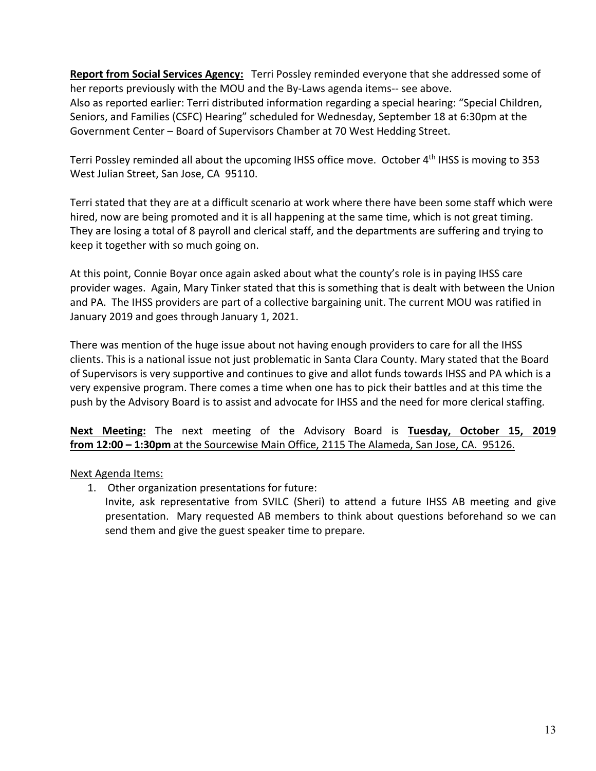**Report from Social Services Agency:** Terri Possley reminded everyone that she addressed some of her reports previously with the MOU and the By-Laws agenda items-- see above.
Also as reported earlier: Terri distributed information regarding a special hearing: "Special Children, Seniors, and Families (CSFC) Hearing" scheduled for Wednesday, September 18 at 6:30pm at the Government Center – Board of Supervisors Chamber at 70 West Hedding Street.

Terri Possley reminded all about the upcoming IHSS office move. October 4th IHSS is moving to 353 West Julian Street, San Jose, CA 95110.

Terri stated that they are at a difficult scenario at work where there have been some staff which were hired, now are being promoted and it is all happening at the same time, which is not great timing. They are losing a total of 8 payroll and clerical staff, and the departments are suffering and trying to keep it together with so much going on.

At this point, Connie Boyar once again asked about what the county's role is in paying IHSS care provider wages. Again, Mary Tinker stated that this is something that is dealt with between the Union and PA. The IHSS providers are part of a collective bargaining unit. The current MOU was ratified in January 2019 and goes through January 1, 2021.

There was mention of the huge issue about not having enough providers to care for all the IHSS clients. This is a national issue not just problematic in Santa Clara County. Mary stated that the Board of Supervisors is very supportive and continues to give and allot funds towards IHSS and PA which is a very expensive program. There comes a time when one has to pick their battles and at this time the push by the Advisory Board is to assist and advocate for IHSS and the need for more clerical staffing.

**Next Meeting:** The next meeting of the Advisory Board is **Tuesday, October 15, 2019 from 12:00 – 1:30pm** at the Sourcewise Main Office, 2115 The Alameda, San Jose, CA. 95126.

Next Agenda Items:

1. Other organization presentations for future:
   Invite, ask representative from SVILC (Sheri) to attend a future IHSS AB meeting and give presentation. Mary requested AB members to think about questions beforehand so we can send them and give the guest speaker time to prepare.